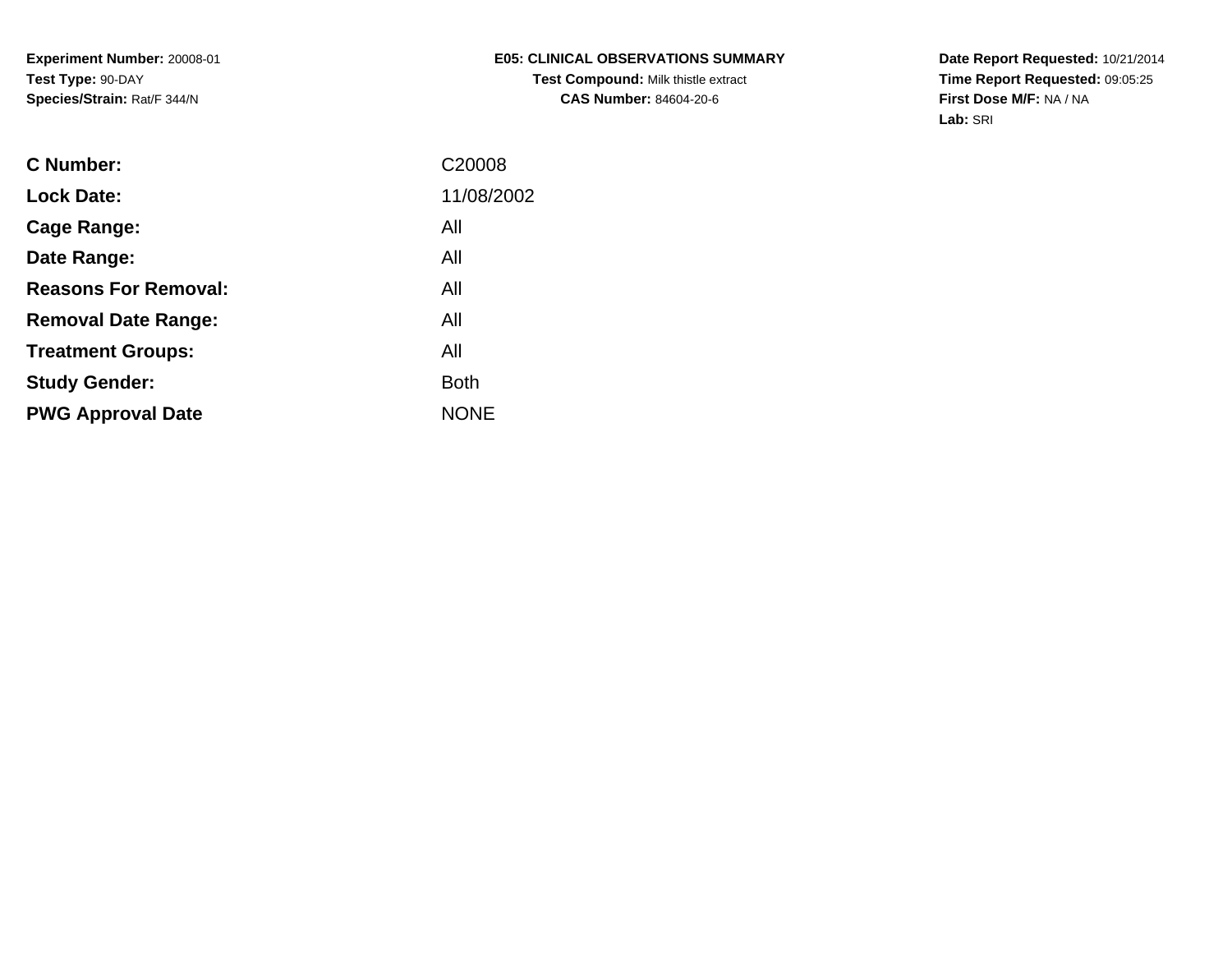**Experiment Number:** 20008-01
**Test Type:** 90-DAY
**Species/Strain:** Rat/F 344/N

**E05: CLINICAL OBSERVATIONS SUMMARY**
**Test Compound:** Milk thistle extract
**CAS Number:** 84604-20-6

**Date Report Requested:** 10/21/2014
**Time Report Requested:** 09:05:25
**First Dose M/F:** NA / NA
**Lab:** SRI

| | |
|---|---|
| **C Number:** | C20008 |
| **Lock Date:** | 11/08/2002 |
| **Cage Range:** | All |
| **Date Range:** | All |
| **Reasons For Removal:** | All |
| **Removal Date Range:** | All |
| **Treatment Groups:** | All |
| **Study Gender:** | Both |
| **PWG Approval Date** | NONE |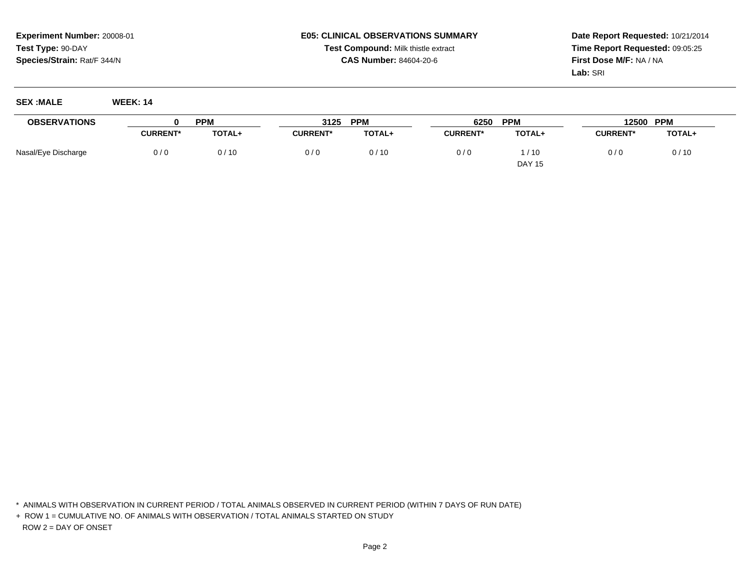**Experiment Number:** 20008-01
**Test Type:** 90-DAY
**Species/Strain:** Rat/F 344/N

**E05: CLINICAL OBSERVATIONS SUMMARY**
**Test Compound:** Milk thistle extract
**CAS Number:** 84604-20-6

**Date Report Requested:** 10/21/2014
**Time Report Requested:** 09:05:25
**First Dose M/F:** NA / NA
**Lab:** SRI

**SEX :MALE** **WEEK: 14**

| OBSERVATIONS | 0 PPM | | 3125 PPM | | 6250 PPM | | 12500 PPM | |
|---|---|---|---|---|---|---|---|---|
| | CURRENT* | TOTAL+ | CURRENT* | TOTAL+ | CURRENT* | TOTAL+ | CURRENT* | TOTAL+ |
| Nasal/Eye Discharge | 0 / 0 | 0 / 10 | 0 / 0 | 0 / 10 | 0 / 0 | 1 / 10 | 0 / 0 | 0 / 10 |
| | | | | | | DAY 15 | | |

\* ANIMALS WITH OBSERVATION IN CURRENT PERIOD / TOTAL ANIMALS OBSERVED IN CURRENT PERIOD (WITHIN 7 DAYS OF RUN DATE)

\+ ROW 1 = CUMULATIVE NO. OF ANIMALS WITH OBSERVATION / TOTAL ANIMALS STARTED ON STUDY
ROW 2 = DAY OF ONSET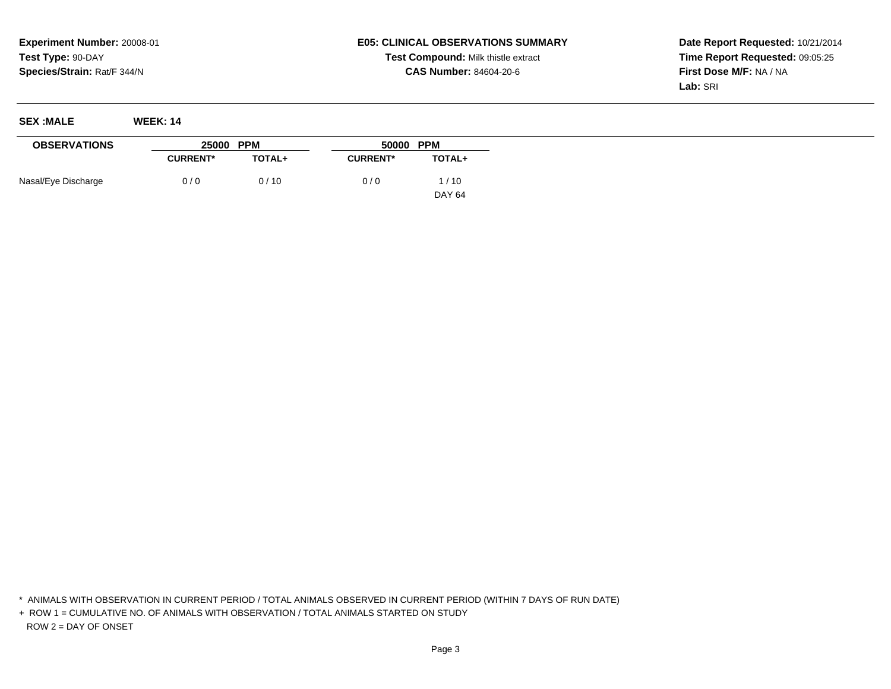**Experiment Number:** 20008-01
**Test Type:** 90-DAY
**Species/Strain:** Rat/F 344/N

**E05: CLINICAL OBSERVATIONS SUMMARY**
**Test Compound:** Milk thistle extract
**CAS Number:** 84604-20-6

**Date Report Requested:** 10/21/2014
**Time Report Requested:** 09:05:25
**First Dose M/F:** NA / NA
**Lab:** SRI

**SEX :MALE** **WEEK: 14**

| OBSERVATIONS | 25000 PPM | | 50000 PPM | |
|---|---|---|---|---|
| | CURRENT* | TOTAL+ | CURRENT* | TOTAL+ |
| Nasal/Eye Discharge | 0 / 0 | 0 / 10 | 0 / 0 | 1 / 10 |
| | | | | DAY 64 |

\* ANIMALS WITH OBSERVATION IN CURRENT PERIOD / TOTAL ANIMALS OBSERVED IN CURRENT PERIOD (WITHIN 7 DAYS OF RUN DATE)

\+ ROW 1 = CUMULATIVE NO. OF ANIMALS WITH OBSERVATION / TOTAL ANIMALS STARTED ON STUDY
ROW 2 = DAY OF ONSET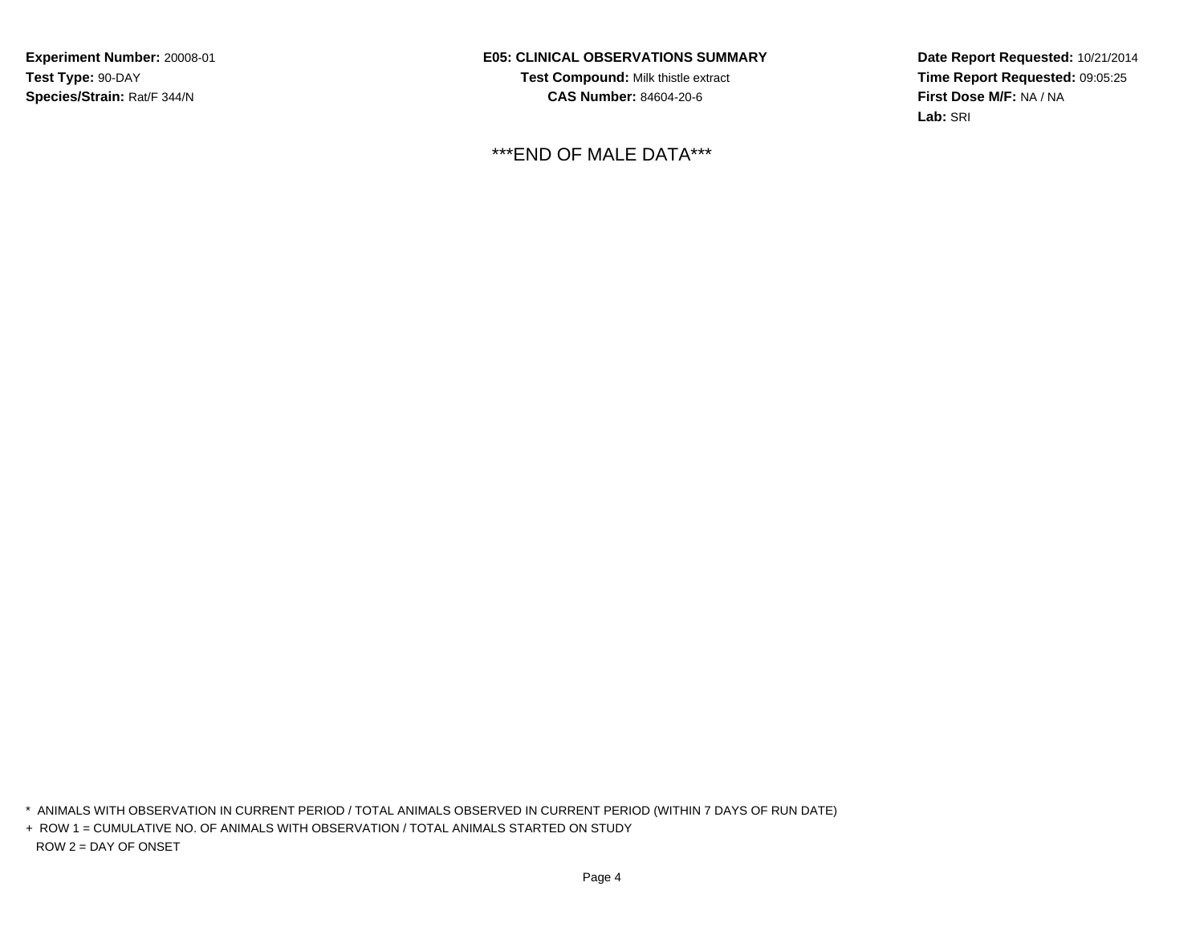**Experiment Number:** 20008-01
**Test Type:** 90-DAY
**Species/Strain:** Rat/F 344/N

**E05: CLINICAL OBSERVATIONS SUMMARY**
**Test Compound:** Milk thistle extract
**CAS Number:** 84604-20-6

**Date Report Requested:** 10/21/2014
**Time Report Requested:** 09:05:25
**First Dose M/F:** NA / NA
**Lab:** SRI

***END OF MALE DATA***

* ANIMALS WITH OBSERVATION IN CURRENT PERIOD / TOTAL ANIMALS OBSERVED IN CURRENT PERIOD (WITHIN 7 DAYS OF RUN DATE)
+ ROW 1 = CUMULATIVE NO. OF ANIMALS WITH OBSERVATION / TOTAL ANIMALS STARTED ON STUDY
ROW 2 = DAY OF ONSET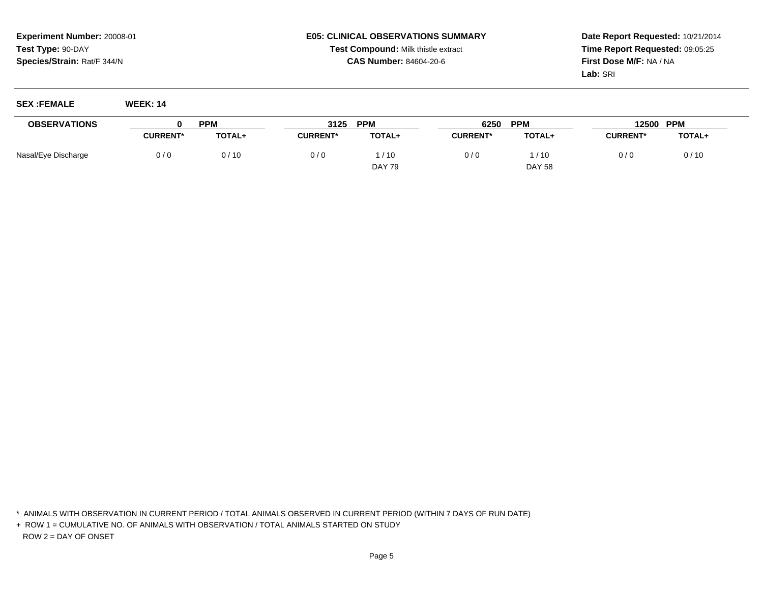**Experiment Number:** 20008-01
**Test Type:** 90-DAY
**Species/Strain:** Rat/F 344/N

**E05: CLINICAL OBSERVATIONS SUMMARY**
**Test Compound:** Milk thistle extract
**CAS Number:** 84604-20-6

**Date Report Requested:** 10/21/2014
**Time Report Requested:** 09:05:25
**First Dose M/F:** NA / NA
**Lab:** SRI

**SEX :FEMALE** **WEEK: 14**

| OBSERVATIONS | 0 PPM | | 3125 PPM | | 6250 PPM | | 12500 PPM | |
|---|---|---|---|---|---|---|---|---|
| | CURRENT* | TOTAL+ | CURRENT* | TOTAL+ | CURRENT* | TOTAL+ | CURRENT* | TOTAL+ |
| Nasal/Eye Discharge | 0 / 0 | 0 / 10 | 0 / 0 | 1 / 10 | 0 / 0 | 1 / 10 | 0 / 0 | 0 / 10 |
| | | | | DAY 79 | | DAY 58 | | |

\* ANIMALS WITH OBSERVATION IN CURRENT PERIOD / TOTAL ANIMALS OBSERVED IN CURRENT PERIOD (WITHIN 7 DAYS OF RUN DATE)

\+ ROW 1 = CUMULATIVE NO. OF ANIMALS WITH OBSERVATION / TOTAL ANIMALS STARTED ON STUDY
ROW 2 = DAY OF ONSET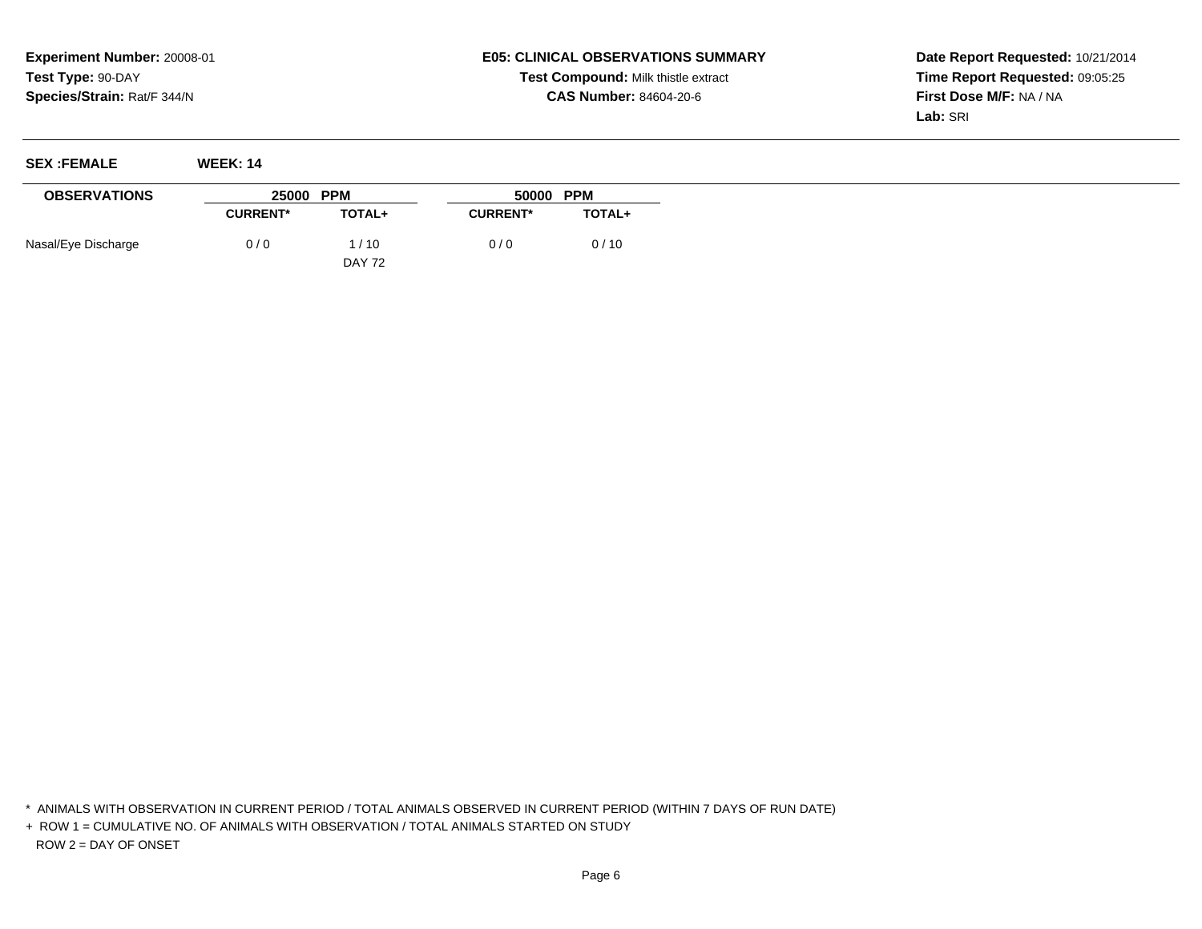**Experiment Number:** 20008-01
**Test Type:** 90-DAY
**Species/Strain:** Rat/F 344/N

**E05: CLINICAL OBSERVATIONS SUMMARY**
**Test Compound:** Milk thistle extract
**CAS Number:** 84604-20-6

**Date Report Requested:** 10/21/2014
**Time Report Requested:** 09:05:25
**First Dose M/F:** NA / NA
**Lab:** SRI

**SEX :FEMALE** **WEEK: 14**

| OBSERVATIONS | 25000 PPM | | 50000 PPM | |
|---|---|---|---|---|
| | CURRENT* | TOTAL+ | CURRENT* | TOTAL+ |
| Nasal/Eye Discharge | 0 / 0 | 1 / 10 | 0 / 0 | 0 / 10 |
| | | DAY 72 | | |

\* ANIMALS WITH OBSERVATION IN CURRENT PERIOD / TOTAL ANIMALS OBSERVED IN CURRENT PERIOD (WITHIN 7 DAYS OF RUN DATE)

\+ ROW 1 = CUMULATIVE NO. OF ANIMALS WITH OBSERVATION / TOTAL ANIMALS STARTED ON STUDY
ROW 2 = DAY OF ONSET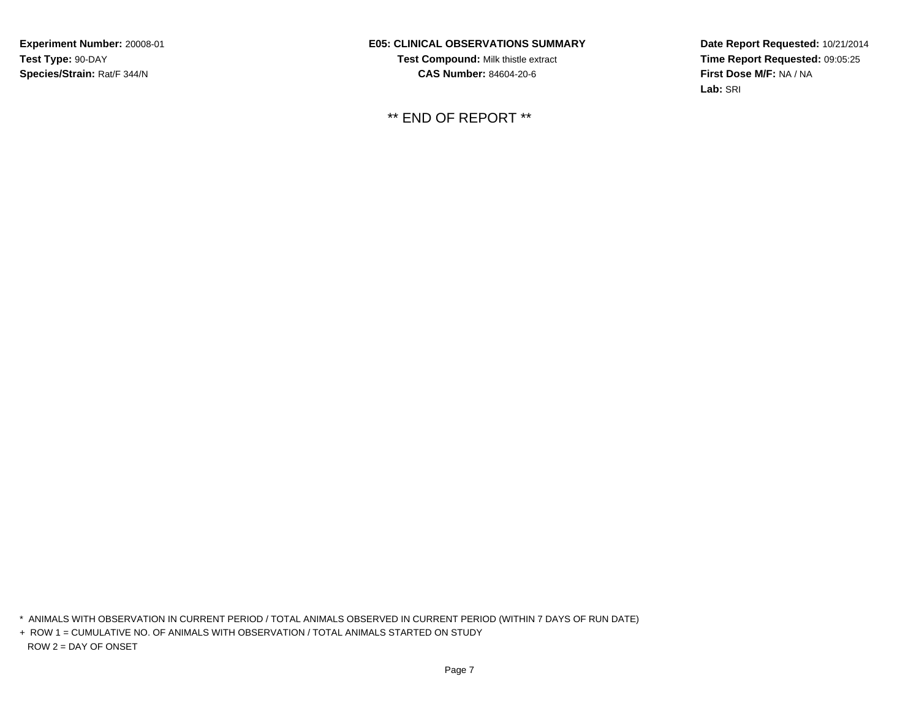**Experiment Number:** 20008-01
**Test Type:** 90-DAY
**Species/Strain:** Rat/F 344/N

**E05: CLINICAL OBSERVATIONS SUMMARY**
**Test Compound:** Milk thistle extract
**CAS Number:** 84604-20-6

**Date Report Requested:** 10/21/2014
**Time Report Requested:** 09:05:25
**First Dose M/F:** NA / NA
**Lab:** SRI

** END OF REPORT **

* ANIMALS WITH OBSERVATION IN CURRENT PERIOD / TOTAL ANIMALS OBSERVED IN CURRENT PERIOD (WITHIN 7 DAYS OF RUN DATE)
+ ROW 1 = CUMULATIVE NO. OF ANIMALS WITH OBSERVATION / TOTAL ANIMALS STARTED ON STUDY
ROW 2 = DAY OF ONSET